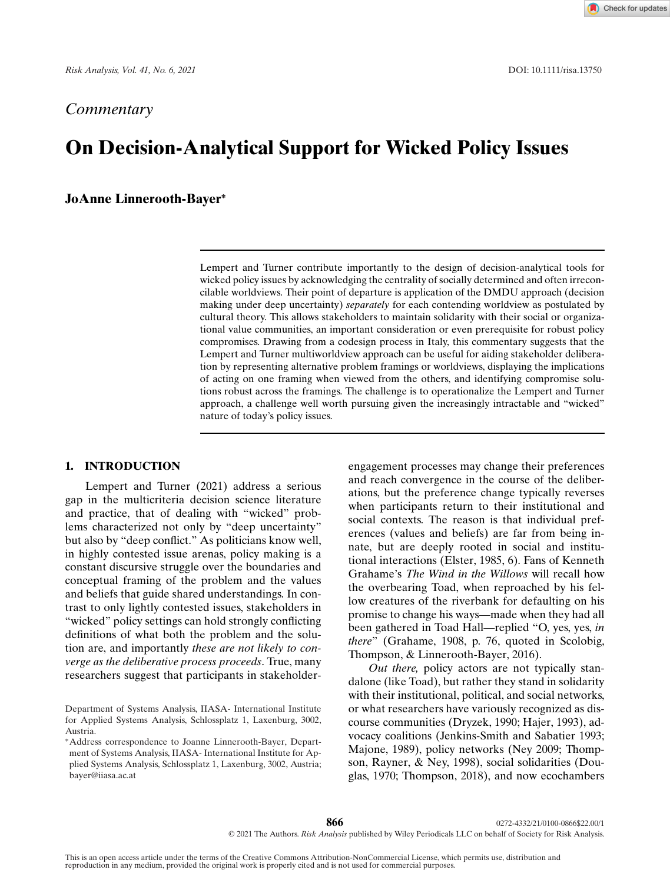*Commentary*

# On Decision-Analytical Support for Wicked Policy Issues

**JoAnne Linnerooth-Bayer***

Lempert and Turner contribute importantly to the design of decision-analytical tools for wicked policy issues by acknowledging the centrality of socially determined and often irreconcilable worldviews. Their point of departure is application of the DMDU approach (decision making under deep uncertainty) *separately* for each contending worldview as postulated by cultural theory. This allows stakeholders to maintain solidarity with their social or organizational value communities, an important consideration or even prerequisite for robust policy compromises. Drawing from a codesign process in Italy, this commentary suggests that the Lempert and Turner multiworldview approach can be useful for aiding stakeholder deliberation by representing alternative problem framings or worldviews, displaying the implications of acting on one framing when viewed from the others, and identifying compromise solutions robust across the framings. The challenge is to operationalize the Lempert and Turner approach, a challenge well worth pursuing given the increasingly intractable and "wicked" nature of today's policy issues.

## 1. INTRODUCTION

Lempert and Turner (2021) address a serious gap in the multicriteria decision science literature and practice, that of dealing with "wicked" problems characterized not only by "deep uncertainty" but also by "deep conflict." As politicians know well, in highly contested issue arenas, policy making is a constant discursive struggle over the boundaries and conceptual framing of the problem and the values and beliefs that guide shared understandings. In contrast to only lightly contested issues, stakeholders in "wicked" policy settings can hold strongly conflicting definitions of what both the problem and the solution are, and importantly *these are not likely to converge as the deliberative process proceeds*. True, many researchers suggest that participants in stakeholder-engagement processes may change their preferences and reach convergence in the course of the deliberations, but the preference change typically reverses when participants return to their institutional and social contexts. The reason is that individual preferences (values and beliefs) are far from being innate, but are deeply rooted in social and institutional interactions (Elster, 1985, 6). Fans of Kenneth Grahame's *The Wind in the Willows* will recall how the overbearing Toad, when reproached by his fellow creatures of the riverbank for defaulting on his promise to change his ways—made when they had all been gathered in Toad Hall—replied "O, yes, yes, *in there*" (Grahame, 1908, p. 76, quoted in Scolobig, Thompson, & Linnerooth-Bayer, 2016).

*Out there,* policy actors are not typically standalone (like Toad), but rather they stand in solidarity with their institutional, political, and social networks, or what researchers have variously recognized as discourse communities (Dryzek, 1990; Hajer, 1993), advocacy coalitions (Jenkins-Smith and Sabatier 1993; Majone, 1989), policy networks (Ney 2009; Thompson, Rayner, & Ney, 1998), social solidarities (Douglas, 1970; Thompson, 2018), and now ecochambers

Department of Systems Analysis, IIASA- International Institute for Applied Systems Analysis, Schlossplatz 1, Laxenburg, 3002, Austria.

*Address correspondence to Joanne Linnerooth-Bayer, Department of Systems Analysis, IIASA- International Institute for Applied Systems Analysis, Schlossplatz 1, Laxenburg, 3002, Austria; bayer@iiasa.ac.at

© 2021 The Authors. *Risk Analysis* published by Wiley Periodicals LLC on behalf of Society for Risk Analysis.

This is an open access article under the terms of the Creative Commons Attribution-NonCommercial License, which permits use, distribution and reproduction in any medium, provided the original work is properly cited and is not used for commercial purposes.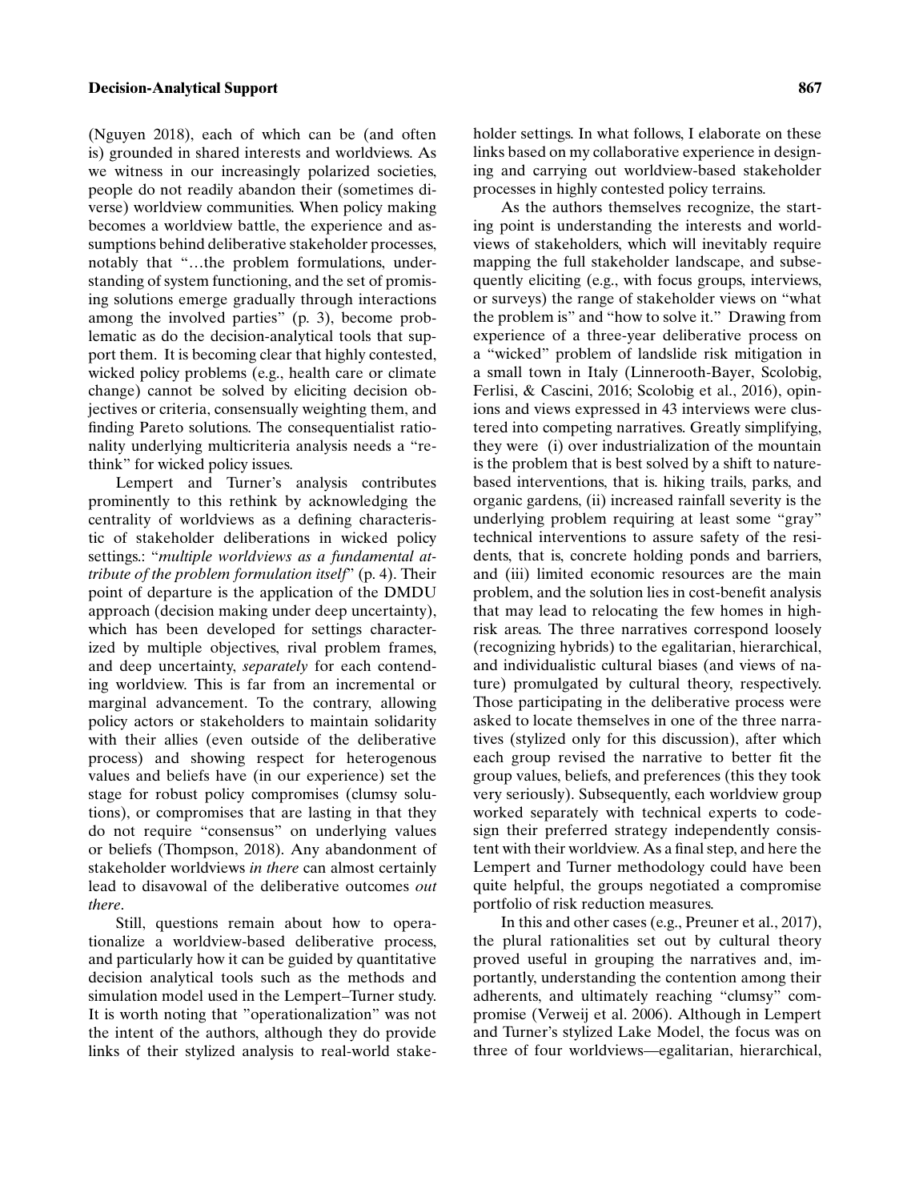(Nguyen 2018), each of which can be (and often is) grounded in shared interests and worldviews. As we witness in our increasingly polarized societies, people do not readily abandon their (sometimes diverse) worldview communities. When policy making becomes a worldview battle, the experience and assumptions behind deliberative stakeholder processes, notably that "…the problem formulations, understanding of system functioning, and the set of promising solutions emerge gradually through interactions among the involved parties" (p. 3), become problematic as do the decision-analytical tools that support them. It is becoming clear that highly contested, wicked policy problems (e.g., health care or climate change) cannot be solved by eliciting decision objectives or criteria, consensually weighting them, and finding Pareto solutions. The consequentialist rationality underlying multicriteria analysis needs a "rethink" for wicked policy issues.

Lempert and Turner's analysis contributes prominently to this rethink by acknowledging the centrality of worldviews as a defining characteristic of stakeholder deliberations in wicked policy settings.: "*multiple worldviews as a fundamental attribute of the problem formulation itself*" (p. 4). Their point of departure is the application of the DMDU approach (decision making under deep uncertainty), which has been developed for settings characterized by multiple objectives, rival problem frames, and deep uncertainty, *separately* for each contending worldview. This is far from an incremental or marginal advancement. To the contrary, allowing policy actors or stakeholders to maintain solidarity with their allies (even outside of the deliberative process) and showing respect for heterogenous values and beliefs have (in our experience) set the stage for robust policy compromises (clumsy solutions), or compromises that are lasting in that they do not require "consensus" on underlying values or beliefs (Thompson, 2018). Any abandonment of stakeholder worldviews *in there* can almost certainly lead to disavowal of the deliberative outcomes *out there*.

Still, questions remain about how to operationalize a worldview-based deliberative process, and particularly how it can be guided by quantitative decision analytical tools such as the methods and simulation model used in the Lempert–Turner study. It is worth noting that "operationalization" was not the intent of the authors, although they do provide links of their stylized analysis to real-world stakeholder settings. In what follows, I elaborate on these links based on my collaborative experience in designing and carrying out worldview-based stakeholder processes in highly contested policy terrains.

As the authors themselves recognize, the starting point is understanding the interests and worldviews of stakeholders, which will inevitably require mapping the full stakeholder landscape, and subsequently eliciting (e.g., with focus groups, interviews, or surveys) the range of stakeholder views on "what the problem is" and "how to solve it." Drawing from experience of a three-year deliberative process on a "wicked" problem of landslide risk mitigation in a small town in Italy (Linnerooth-Bayer, Scolobig, Ferlisi, & Cascini, 2016; Scolobig et al., 2016), opinions and views expressed in 43 interviews were clustered into competing narratives. Greatly simplifying, they were (i) over industrialization of the mountain is the problem that is best solved by a shift to nature-based interventions, that is. hiking trails, parks, and organic gardens, (ii) increased rainfall severity is the underlying problem requiring at least some "gray" technical interventions to assure safety of the residents, that is, concrete holding ponds and barriers, and (iii) limited economic resources are the main problem, and the solution lies in cost-benefit analysis that may lead to relocating the few homes in high-risk areas. The three narratives correspond loosely (recognizing hybrids) to the egalitarian, hierarchical, and individualistic cultural biases (and views of nature) promulgated by cultural theory, respectively. Those participating in the deliberative process were asked to locate themselves in one of the three narratives (stylized only for this discussion), after which each group revised the narrative to better fit the group values, beliefs, and preferences (this they took very seriously). Subsequently, each worldview group worked separately with technical experts to codesign their preferred strategy independently consistent with their worldview. As a final step, and here the Lempert and Turner methodology could have been quite helpful, the groups negotiated a compromise portfolio of risk reduction measures.

In this and other cases (e.g., Preuner et al., 2017), the plural rationalities set out by cultural theory proved useful in grouping the narratives and, importantly, understanding the contention among their adherents, and ultimately reaching "clumsy" compromise (Verweij et al. 2006). Although in Lempert and Turner's stylized Lake Model, the focus was on three of four worldviews—egalitarian, hierarchical,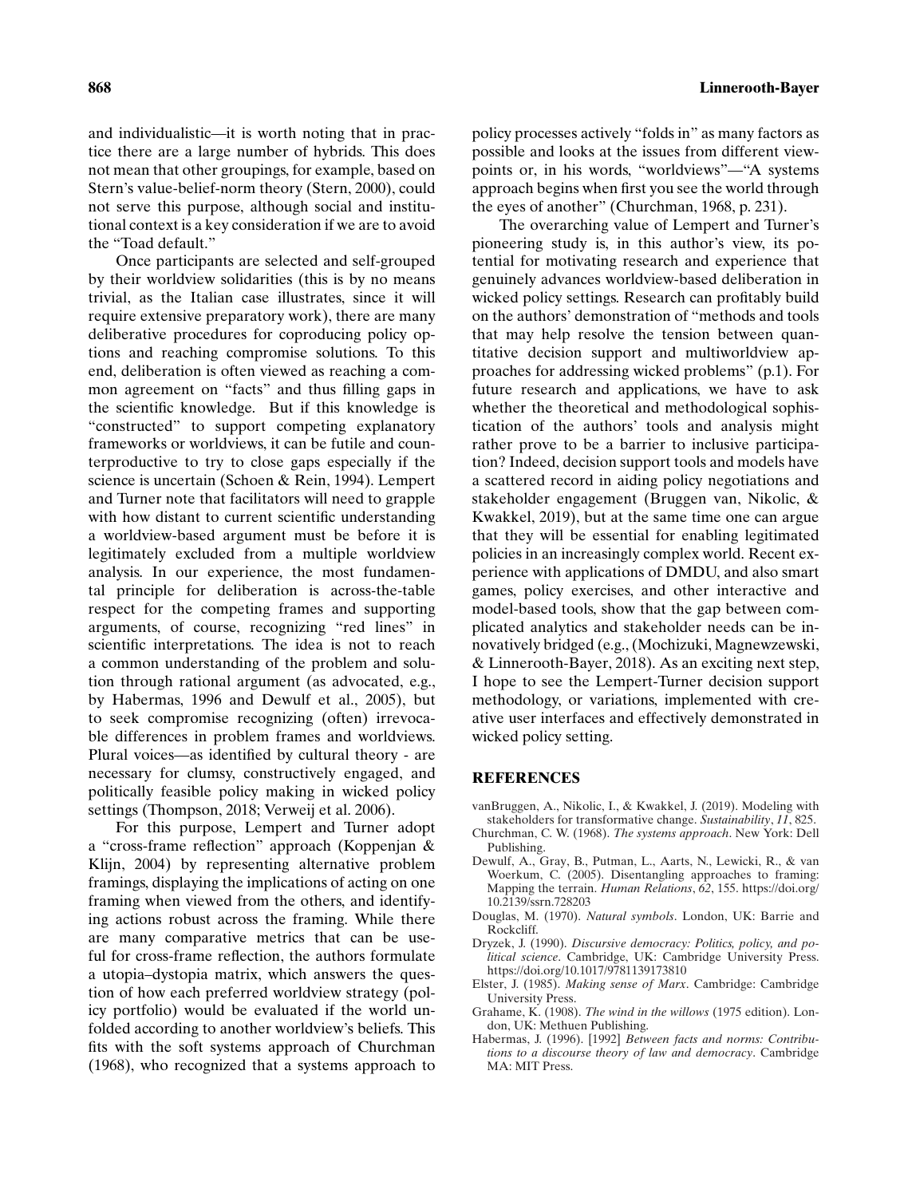and individualistic—it is worth noting that in practice there are a large number of hybrids. This does not mean that other groupings, for example, based on Stern's value-belief-norm theory (Stern, 2000), could not serve this purpose, although social and institutional context is a key consideration if we are to avoid the "Toad default."

Once participants are selected and self-grouped by their worldview solidarities (this is by no means trivial, as the Italian case illustrates, since it will require extensive preparatory work), there are many deliberative procedures for coproducing policy options and reaching compromise solutions. To this end, deliberation is often viewed as reaching a common agreement on "facts" and thus filling gaps in the scientific knowledge. But if this knowledge is "constructed" to support competing explanatory frameworks or worldviews, it can be futile and counterproductive to try to close gaps especially if the science is uncertain (Schoen & Rein, 1994). Lempert and Turner note that facilitators will need to grapple with how distant to current scientific understanding a worldview-based argument must be before it is legitimately excluded from a multiple worldview analysis. In our experience, the most fundamental principle for deliberation is across-the-table respect for the competing frames and supporting arguments, of course, recognizing "red lines" in scientific interpretations. The idea is not to reach a common understanding of the problem and solution through rational argument (as advocated, e.g., by Habermas, 1996 and Dewulf et al., 2005), but to seek compromise recognizing (often) irrevocable differences in problem frames and worldviews. Plural voices—as identified by cultural theory - are necessary for clumsy, constructively engaged, and politically feasible policy making in wicked policy settings (Thompson, 2018; Verweij et al. 2006).

For this purpose, Lempert and Turner adopt a "cross-frame reflection" approach (Koppenjan & Klijn, 2004) by representing alternative problem framings, displaying the implications of acting on one framing when viewed from the others, and identifying actions robust across the framing. While there are many comparative metrics that can be useful for cross-frame reflection, the authors formulate a utopia–dystopia matrix, which answers the question of how each preferred worldview strategy (policy portfolio) would be evaluated if the world unfolded according to another worldview's beliefs. This fits with the soft systems approach of Churchman (1968), who recognized that a systems approach to policy processes actively "folds in" as many factors as possible and looks at the issues from different viewpoints or, in his words, "worldviews"—"A systems approach begins when first you see the world through the eyes of another" (Churchman, 1968, p. 231).

The overarching value of Lempert and Turner's pioneering study is, in this author's view, its potential for motivating research and experience that genuinely advances worldview-based deliberation in wicked policy settings. Research can profitably build on the authors' demonstration of "methods and tools that may help resolve the tension between quantitative decision support and multiworldview approaches for addressing wicked problems" (p.1). For future research and applications, we have to ask whether the theoretical and methodological sophistication of the authors' tools and analysis might rather prove to be a barrier to inclusive participation? Indeed, decision support tools and models have a scattered record in aiding policy negotiations and stakeholder engagement (Bruggen van, Nikolic, & Kwakkel, 2019), but at the same time one can argue that they will be essential for enabling legitimated policies in an increasingly complex world. Recent experience with applications of DMDU, and also smart games, policy exercises, and other interactive and model-based tools, show that the gap between complicated analytics and stakeholder needs can be innovatively bridged (e.g., (Mochizuki, Magnewzewski, & Linnerooth-Bayer, 2018). As an exciting next step, I hope to see the Lempert-Turner decision support methodology, or variations, implemented with creative user interfaces and effectively demonstrated in wicked policy setting.

## REFERENCES

vanBruggen, A., Nikolic, I., & Kwakkel, J. (2019). Modeling with stakeholders for transformative change. *Sustainability*, *11*, 825.

Churchman, C. W. (1968). *The systems approach*. New York: Dell Publishing.

Dewulf, A., Gray, B., Putman, L., Aarts, N., Lewicki, R., & van Woerkum, C. (2005). Disentangling approaches to framing: Mapping the terrain. *Human Relations*, *62*, 155. https://doi.org/10.2139/ssrn.728203

Douglas, M. (1970). *Natural symbols*. London, UK: Barrie and Rockcliff.

Dryzek, J. (1990). *Discursive democracy: Politics, policy, and political science*. Cambridge, UK: Cambridge University Press. https://doi.org/10.1017/9781139173810

Elster, J. (1985). *Making sense of Marx*. Cambridge: Cambridge University Press.

Grahame, K. (1908). *The wind in the willows* (1975 edition). London, UK: Methuen Publishing.

Habermas, J. (1996). [1992] *Between facts and norms: Contributions to a discourse theory of law and democracy*. Cambridge MA: MIT Press.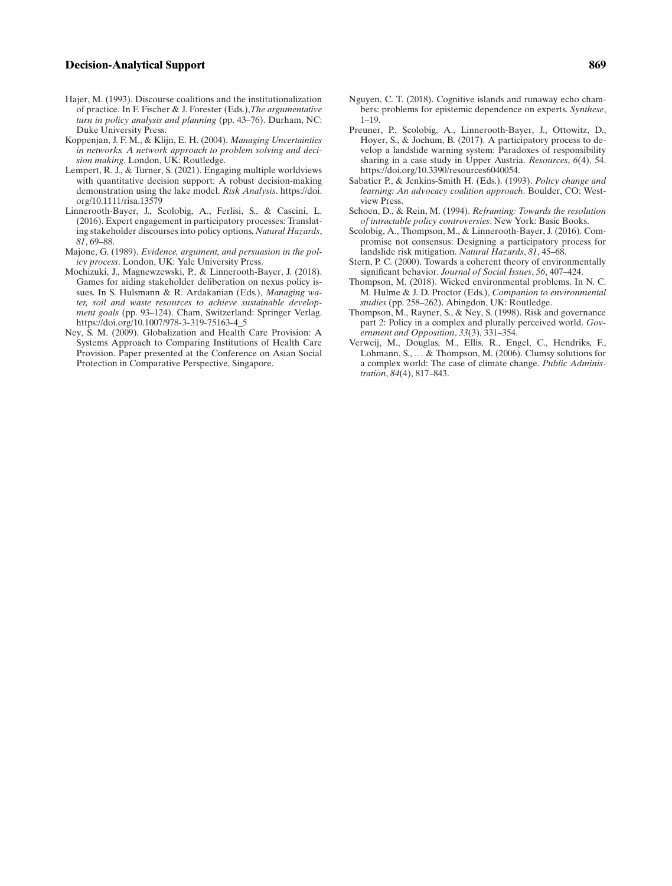Hajer, M. (1993). Discourse coalitions and the institutionalization of practice. In F. Fischer & J. Forester (Eds.),*The argumentative turn in policy analysis and planning* (pp. 43–76). Durham, NC: Duke University Press.

Koppenjan, J. F. M., & Klijn, E. H. (2004). *Managing Uncertainties in networks. A network approach to problem solving and decision making*. London, UK: Routledge.

Lempert, R. J., & Turner, S. (2021). Engaging multiple worldviews with quantitative decision support: A robust decision-making demonstration using the lake model. *Risk Analysis*. https://doi.org/10.1111/risa.13579

Linnerooth-Bayer, J., Scolobig, A., Ferlisi, S., & Cascini, L. (2016). Expert engagement in participatory processes: Translating stakeholder discourses into policy options, *Natural Hazards*, *81*, 69–88.

Majone, G. (1989). *Evidence, argument, and persuasion in the policy process*. London, UK: Yale University Press.

Mochizuki, J., Magnewzewski, P., & Linnerooth-Bayer, J. (2018). Games for aiding stakeholder deliberation on nexus policy issues. In S. Hulsmann & R. Ardakanian (Eds.), *Managing water, soil and waste resources to achieve sustainable development goals* (pp. 93–124). Cham, Switzerland: Springer Verlag. https://doi.org/10.1007/978-3-319-75163-4_5

Ney, S. M. (2009). Globalization and Health Care Provision: A Systems Approach to Comparing Institutions of Health Care Provision. Paper presented at the Conference on Asian Social Protection in Comparative Perspective, Singapore.

Nguyen, C. T. (2018). Cognitive islands and runaway echo chambers: problems for epistemic dependence on experts. *Synthese*, 1–19.

Preuner, P., Scolobig, A., Linnerooth-Bayer, J., Ottowitz, D., Hoyer, S., & Jochum, B. (2017). A participatory process to develop a landslide warning system: Paradoxes of responsibility sharing in a case study in Upper Austria. *Resources*, *6*(4), 54. https://doi.org/10.3390/resources6040054.

Sabatier P., & Jenkins-Smith H. (Eds.). (1993). *Policy change and learning: An advocacy coalition approach*. Boulder, CO: Westview Press.

Schoen, D., & Rein, M. (1994). *Reframing: Towards the resolution of intractable policy controversies*. New York: Basic Books.

Scolobig, A., Thompson, M., & Linnerooth-Bayer, J. (2016). Compromise not consensus: Designing a participatory process for landslide risk mitigation. *Natural Hazards*, *81*, 45–68.

Stern, P. C. (2000). Towards a coherent theory of environmentally significant behavior. *Journal of Social Issues*, *56*, 407–424.

Thompson, M. (2018). Wicked environmental problems. In N. C. M. Hulme & J. D. Proctor (Eds.), *Companion to environmental studies* (pp. 258–262). Abingdon, UK: Routledge.

Thompson, M., Rayner, S., & Ney, S. (1998). Risk and governance part 2: Policy in a complex and plurally perceived world. *Government and Opposition*, *33*(3), 331–354.

Verweij, M., Douglas, M., Ellis, R., Engel, C., Hendriks, F., Lohmann, S., … & Thompson, M. (2006). Clumsy solutions for a complex world: The case of climate change. *Public Administration*, *84*(4), 817–843.